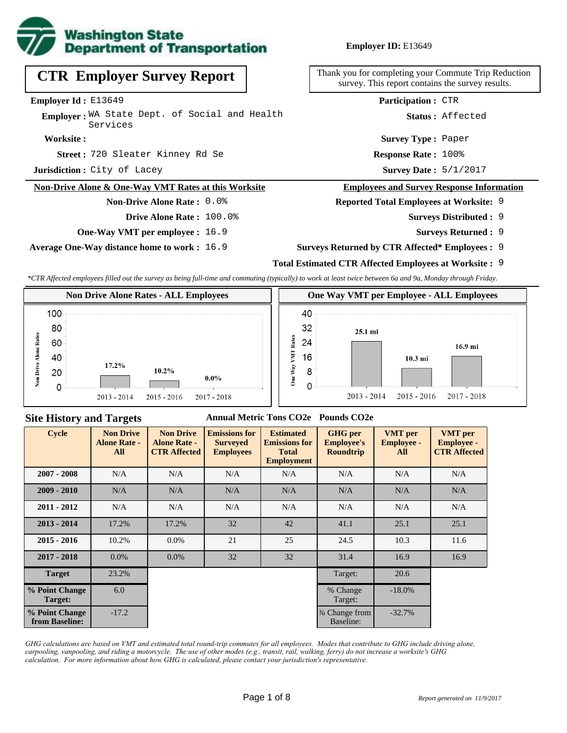Washington State Department of Transportation

**Employer ID:** E13649

# CTR Employer Survey Report

Thank you for completing your Commute Trip Reduction survey. This report contains the survey results.

**Employer Id :** E13649

**Employer :** WA State Dept. of Social and Health Services

**Worksite :**

**Street :** 720 Sleater Kinney Rd Se

**Jurisdiction :** City of Lacey

**Participation :** CTR

**Status :** Affected

**Survey Type :** Paper

**Response Rate :** 100%

**Survey Date :** 5/1/2017

## Non-Drive Alone & One-Way VMT Rates at this Worksite

**Non-Drive Alone Rate :** 0.0%

**Drive Alone Rate :** 100.0%

**One-Way VMT per employee :** 16.9

**Average One-Way distance home to work :** 16.9

## Employees and Survey Response Information

**Reported Total Employees at Worksite:** 9

**Surveys Distributed :** 9

**Surveys Returned :** 9

**Surveys Returned by CTR Affected* Employees :** 9

**Total Estimated CTR Affected Employees at Worksite :** 9

*CTR Affected employees filled out the survey as being full-time and commuting (typically) to work at least twice between 6a and 9a, Monday through Friday.*

**Non Drive Alone Rates - ALL Employees**

Non Drive Alone Rates

100
80
60
40
20
0

17.2%
10.2%
0.0%

2013 - 2014
2015 - 2016
2017 - 2018

**One Way VMT per Employee - ALL Employees**

One Way VMT Rates

40
32
24
16
8
0

25.1 mi
10.3 mi
16.9 mi

2013 - 2014
2015 - 2016
2017 - 2018

## Site History and Targets

Annual Metric Tons CO2e    Pounds CO2e

| Cycle | Non Drive Alone Rate - All | Non Drive Alone Rate - CTR Affected | Emissions for Surveyed Employees | Estimated Emissions for Total Employment | GHG per Employee's Roundtrip | VMT per Employee - All | VMT per Employee - CTR Affected |
|---|---|---|---|---|---|---|---|
| 2007 - 2008 | N/A | N/A | N/A | N/A | N/A | N/A | N/A |
| 2009 - 2010 | N/A | N/A | N/A | N/A | N/A | N/A | N/A |
| 2011 - 2012 | N/A | N/A | N/A | N/A | N/A | N/A | N/A |
| 2013 - 2014 | 17.2% | 17.2% | 32 | 42 | 41.1 | 25.1 | 25.1 |
| 2015 - 2016 | 10.2% | 0.0% | 21 | 25 | 24.5 | 10.3 | 11.6 |
| 2017 - 2018 | 0.0% | 0.0% | 32 | 32 | 31.4 | 16.9 | 16.9 |
| **Target** | 23.2% | | | | Target: | 20.6 | |
| **% Point Change Target:** | 6.0 | | | | % Change Target: | -18.0% | |
| **% Point Change from Baseline:** | -17.2 | | | | % Change from Baseline: | -32.7% | |

*GHG calculations are based on VMT and estimated total round-trip commutes for all employees. Modes that contribute to GHG include driving alone, carpooling, vanpooling, and riding a motorcycle. The use of other modes (e.g., transit, rail, walking, ferry) do not increase a worksite's GHG calculation. For more information about how GHG is calculated, please contact your jurisdiction's representative.*

*Report generated on 11/9/2017*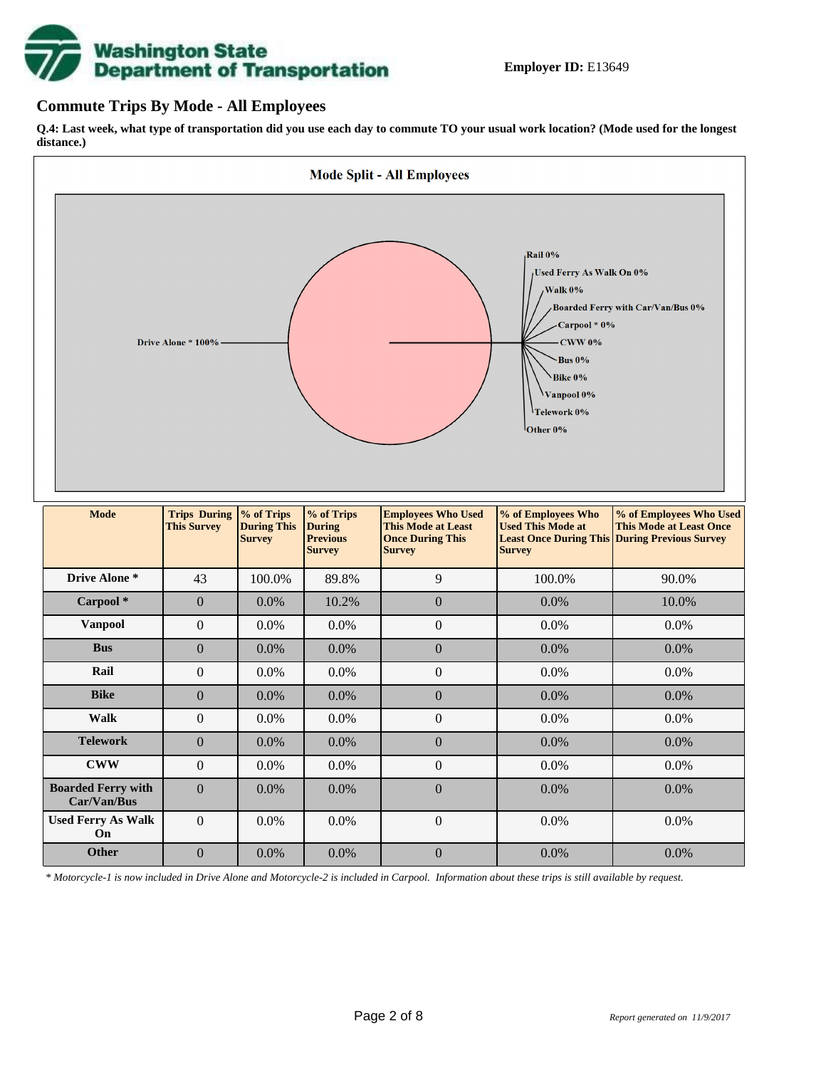**Employer ID:** E13649

## Commute Trips By Mode - All Employees

**Q.4: Last week, what type of transportation did you use each day to commute TO your usual work location? (Mode used for the longest distance.)**

Mode Split - All Employees

Drive Alone * 100%
Rail 0%
Used Ferry As Walk On 0%
Walk 0%
Boarded Ferry with Car/Van/Bus 0%
Carpool * 0%
CWW 0%
Bus 0%
Bike 0%
Vanpool 0%
Telework 0%
Other 0%

| Mode | Trips During This Survey | % of Trips During This Survey | % of Trips During Previous Survey | Employees Who Used This Mode at Least Once During This Survey | % of Employees Who Used This Mode at Least Once During This Survey | % of Employees Who Used This Mode at Least Once During Previous Survey |
|---|---|---|---|---|---|---|
| Drive Alone * | 43 | 100.0% | 89.8% | 9 | 100.0% | 90.0% |
| Carpool * | 0 | 0.0% | 10.2% | 0 | 0.0% | 10.0% |
| Vanpool | 0 | 0.0% | 0.0% | 0 | 0.0% | 0.0% |
| Bus | 0 | 0.0% | 0.0% | 0 | 0.0% | 0.0% |
| Rail | 0 | 0.0% | 0.0% | 0 | 0.0% | 0.0% |
| Bike | 0 | 0.0% | 0.0% | 0 | 0.0% | 0.0% |
| Walk | 0 | 0.0% | 0.0% | 0 | 0.0% | 0.0% |
| Telework | 0 | 0.0% | 0.0% | 0 | 0.0% | 0.0% |
| CWW | 0 | 0.0% | 0.0% | 0 | 0.0% | 0.0% |
| Boarded Ferry with Car/Van/Bus | 0 | 0.0% | 0.0% | 0 | 0.0% | 0.0% |
| Used Ferry As Walk On | 0 | 0.0% | 0.0% | 0 | 0.0% | 0.0% |
| Other | 0 | 0.0% | 0.0% | 0 | 0.0% | 0.0% |

*\* Motorcycle-1 is now included in Drive Alone and Motorcycle-2 is included in Carpool. Information about these trips is still available by request.*

*Report generated on 11/9/2017*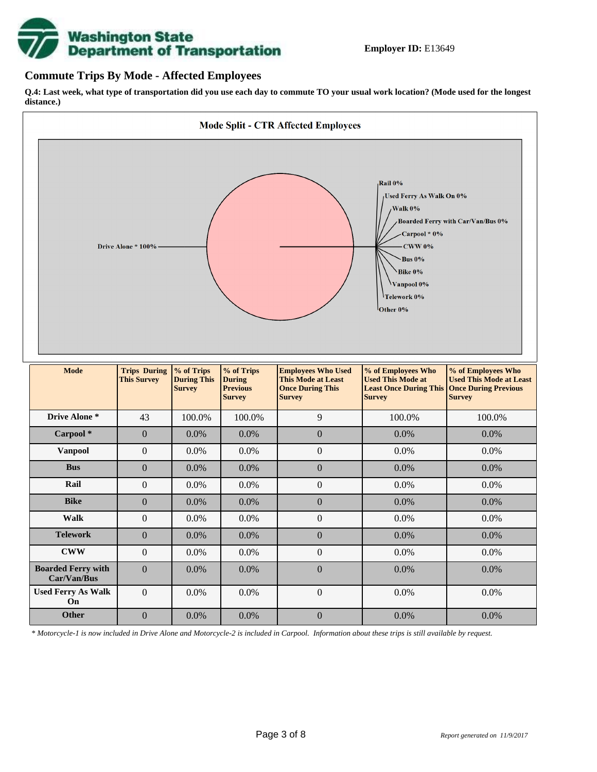**Employer ID:** E13649

## Commute Trips By Mode - Affected Employees

**Q.4: Last week, what type of transportation did you use each day to commute TO your usual work location? (Mode used for the longest distance.)**

Mode Split - CTR Affected Employees

Drive Alone * 100%
Rail 0%
Used Ferry As Walk On 0%
Walk 0%
Boarded Ferry with Car/Van/Bus 0%
Carpool * 0%
CWW 0%
Bus 0%
Bike 0%
Vanpool 0%
Telework 0%
Other 0%

| Mode | Trips During This Survey | % of Trips During This Survey | % of Trips During Previous Survey | Employees Who Used This Mode at Least Once During This Survey | % of Employees Who Used This Mode at Least Once During This Survey | % of Employees Who Used This Mode at Least Once During Previous Survey |
|---|---|---|---|---|---|---|
| **Drive Alone *** | 43 | 100.0% | 100.0% | 9 | 100.0% | 100.0% |
| **Carpool *** | 0 | 0.0% | 0.0% | 0 | 0.0% | 0.0% |
| **Vanpool** | 0 | 0.0% | 0.0% | 0 | 0.0% | 0.0% |
| **Bus** | 0 | 0.0% | 0.0% | 0 | 0.0% | 0.0% |
| **Rail** | 0 | 0.0% | 0.0% | 0 | 0.0% | 0.0% |
| **Bike** | 0 | 0.0% | 0.0% | 0 | 0.0% | 0.0% |
| **Walk** | 0 | 0.0% | 0.0% | 0 | 0.0% | 0.0% |
| **Telework** | 0 | 0.0% | 0.0% | 0 | 0.0% | 0.0% |
| **CWW** | 0 | 0.0% | 0.0% | 0 | 0.0% | 0.0% |
| **Boarded Ferry with Car/Van/Bus** | 0 | 0.0% | 0.0% | 0 | 0.0% | 0.0% |
| **Used Ferry As Walk On** | 0 | 0.0% | 0.0% | 0 | 0.0% | 0.0% |
| **Other** | 0 | 0.0% | 0.0% | 0 | 0.0% | 0.0% |

*\* Motorcycle-1 is now included in Drive Alone and Motorcycle-2 is included in Carpool. Information about these trips is still available by request.*

*Report generated on 11/9/2017*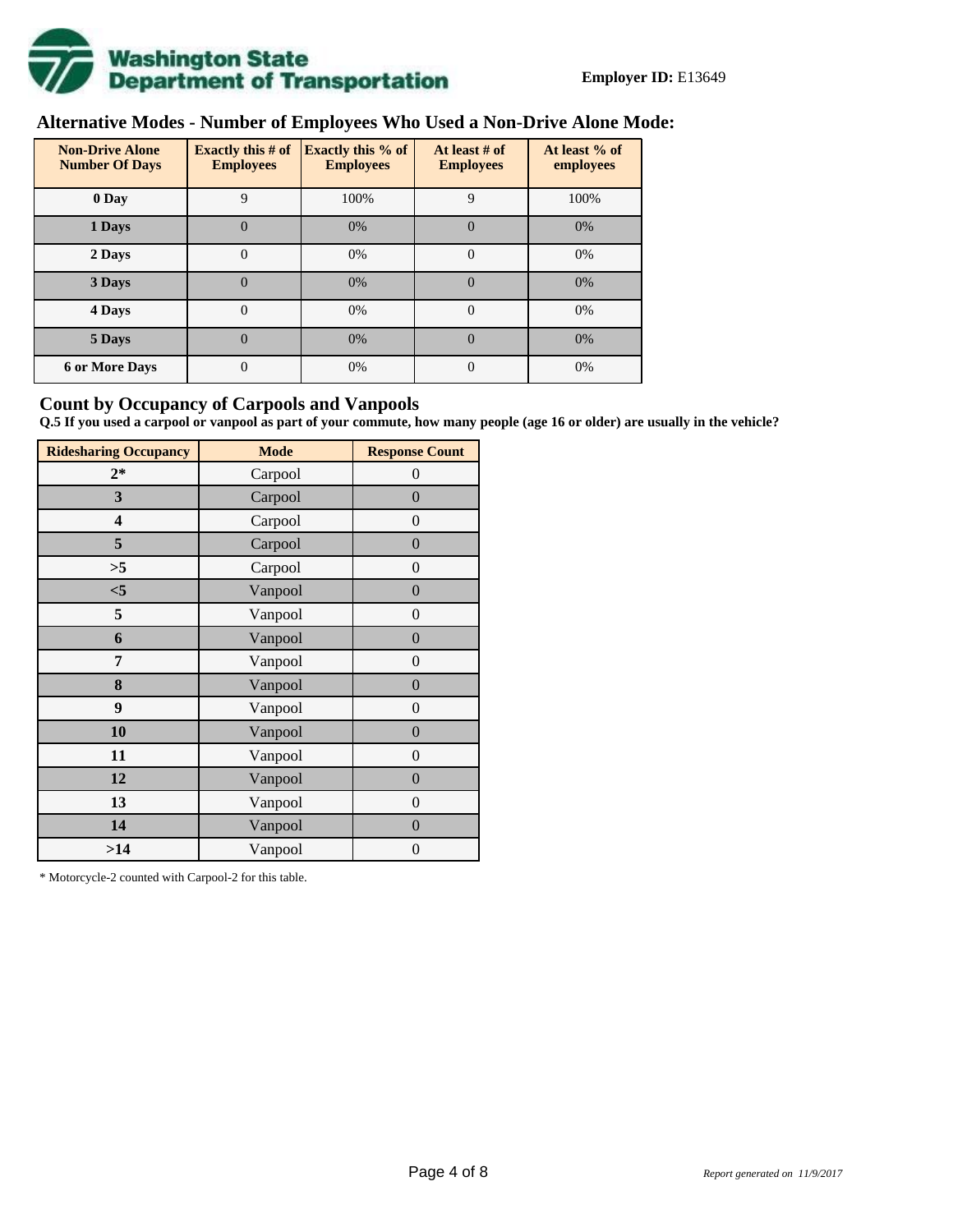**Employer ID:** E13649

## Alternative Modes - Number of Employees Who Used a Non-Drive Alone Mode:

| Non-Drive Alone Number Of Days | Exactly this # of Employees | Exactly this % of Employees | At least # of Employees | At least % of employees |
|---|---|---|---|---|
| 0 Day | 9 | 100% | 9 | 100% |
| 1 Days | 0 | 0% | 0 | 0% |
| 2 Days | 0 | 0% | 0 | 0% |
| 3 Days | 0 | 0% | 0 | 0% |
| 4 Days | 0 | 0% | 0 | 0% |
| 5 Days | 0 | 0% | 0 | 0% |
| 6 or More Days | 0 | 0% | 0 | 0% |

## Count by Occupancy of Carpools and Vanpools

**Q.5 If you used a carpool or vanpool as part of your commute, how many people (age 16 or older) are usually in the vehicle?**

| Ridesharing Occupancy | Mode | Response Count |
|---|---|---|
| 2* | Carpool | 0 |
| 3 | Carpool | 0 |
| 4 | Carpool | 0 |
| 5 | Carpool | 0 |
| >5 | Carpool | 0 |
| <5 | Vanpool | 0 |
| 5 | Vanpool | 0 |
| 6 | Vanpool | 0 |
| 7 | Vanpool | 0 |
| 8 | Vanpool | 0 |
| 9 | Vanpool | 0 |
| 10 | Vanpool | 0 |
| 11 | Vanpool | 0 |
| 12 | Vanpool | 0 |
| 13 | Vanpool | 0 |
| 14 | Vanpool | 0 |
| >14 | Vanpool | 0 |

* Motorcycle-2 counted with Carpool-2 for this table.

*Report generated on 11/9/2017*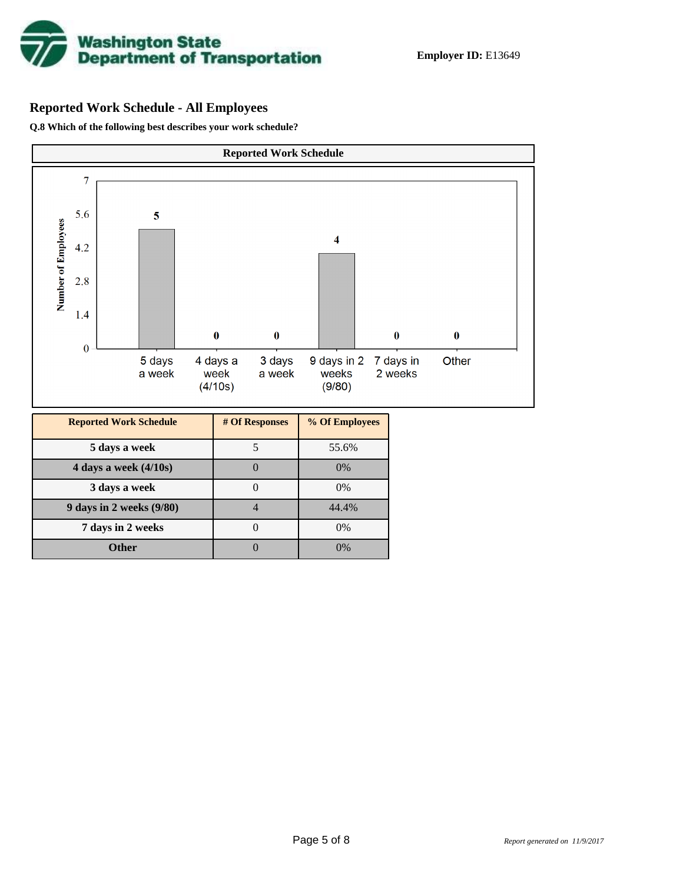**Employer ID:** E13649

## Reported Work Schedule - All Employees

**Q.8 Which of the following best describes your work schedule?**

**Reported Work Schedule**

7
5.6
4.2
2.8
1.4
0

Number of Employees

5
0
0
4
0
0

5 days a week
4 days a week (4/10s)
3 days a week
9 days in 2 weeks (9/80)
7 days in 2 weeks
Other

| Reported Work Schedule | # Of Responses | % Of Employees |
| --- | --- | --- |
| 5 days a week | 5 | 55.6% |
| 4 days a week (4/10s) | 0 | 0% |
| 3 days a week | 0 | 0% |
| 9 days in 2 weeks (9/80) | 4 | 44.4% |
| 7 days in 2 weeks | 0 | 0% |
| Other | 0 | 0% |

*Report generated on 11/9/2017*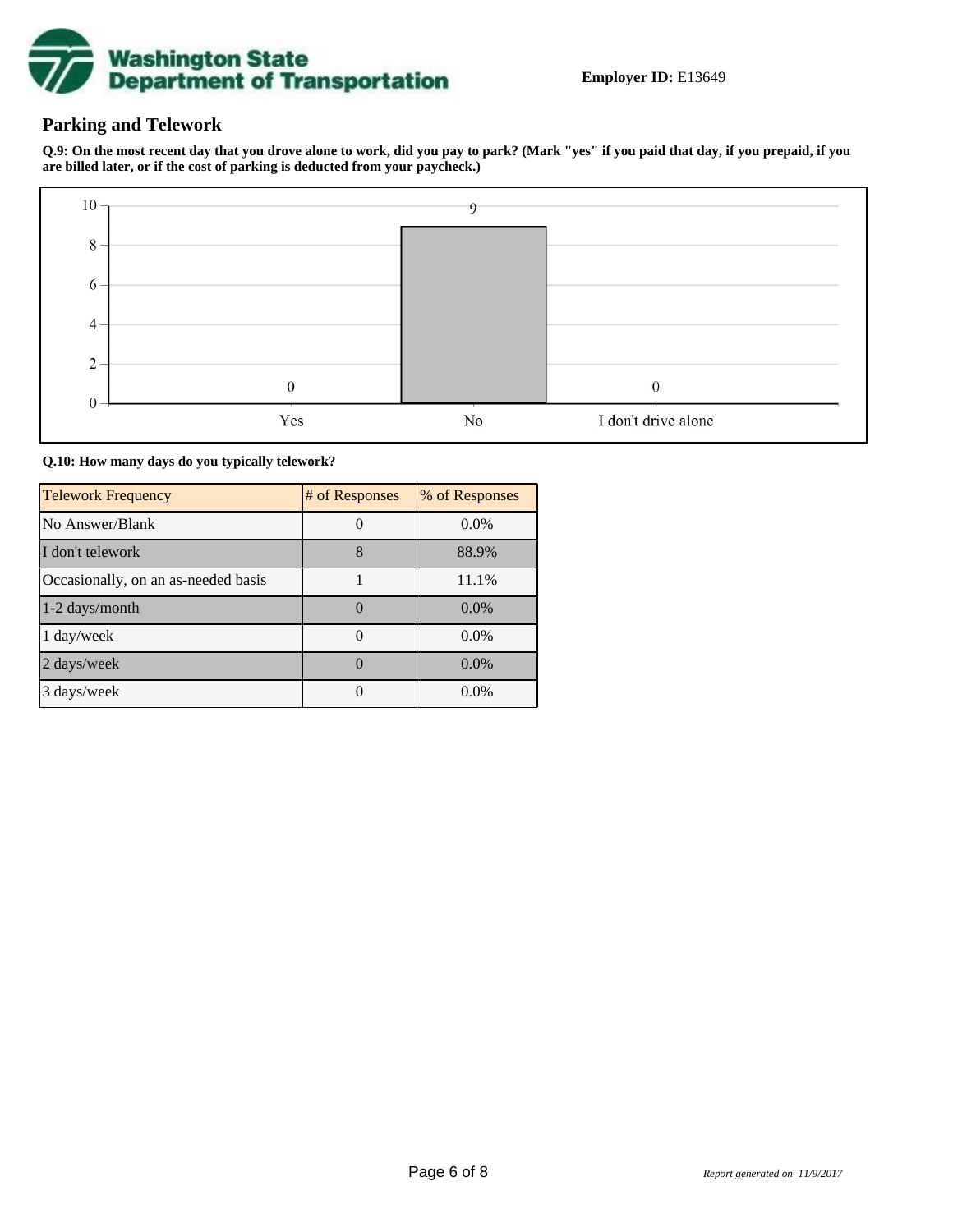**Employer ID:** E13649

## Parking and Telework

**Q.9: On the most recent day that you drove alone to work, did you pay to park? (Mark "yes" if you paid that day, if you prepaid, if you are billed later, or if the cost of parking is deducted from your paycheck.)**

10
8
6
4
2
0

0
9
0

Yes
No
I don't drive alone

**Q.10: How many days do you typically telework?**

| Telework Frequency | # of Responses | % of Responses |
|---|---|---|
| No Answer/Blank | 0 | 0.0% |
| I don't telework | 8 | 88.9% |
| Occasionally, on an as-needed basis | 1 | 11.1% |
| 1-2 days/month | 0 | 0.0% |
| 1 day/week | 0 | 0.0% |
| 2 days/week | 0 | 0.0% |
| 3 days/week | 0 | 0.0% |

*Report generated on 11/9/2017*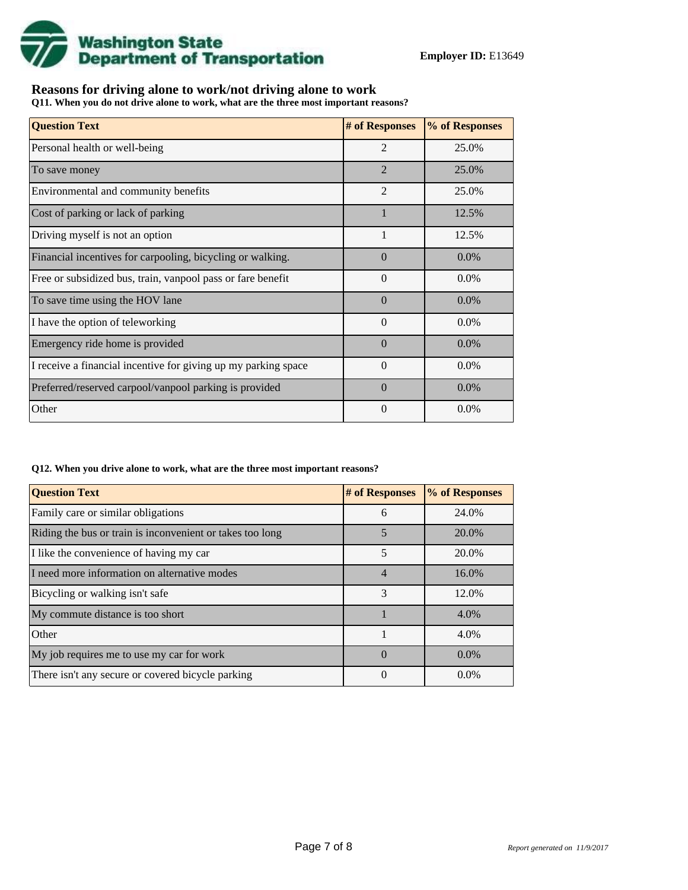Employer ID: E13649

## Reasons for driving alone to work/not driving alone to work

**Q11. When you do not drive alone to work, what are the three most important reasons?**

| Question Text | # of Responses | % of Responses |
| --- | --- | --- |
| Personal health or well-being | 2 | 25.0% |
| To save money | 2 | 25.0% |
| Environmental and community benefits | 2 | 25.0% |
| Cost of parking or lack of parking | 1 | 12.5% |
| Driving myself is not an option | 1 | 12.5% |
| Financial incentives for carpooling, bicycling or walking. | 0 | 0.0% |
| Free or subsidized bus, train, vanpool pass or fare benefit | 0 | 0.0% |
| To save time using the HOV lane | 0 | 0.0% |
| I have the option of teleworking | 0 | 0.0% |
| Emergency ride home is provided | 0 | 0.0% |
| I receive a financial incentive for giving up my parking space | 0 | 0.0% |
| Preferred/reserved carpool/vanpool parking is provided | 0 | 0.0% |
| Other | 0 | 0.0% |

**Q12. When you drive alone to work, what are the three most important reasons?**

| Question Text | # of Responses | % of Responses |
| --- | --- | --- |
| Family care or similar obligations | 6 | 24.0% |
| Riding the bus or train is inconvenient or takes too long | 5 | 20.0% |
| I like the convenience of having my car | 5 | 20.0% |
| I need more information on alternative modes | 4 | 16.0% |
| Bicycling or walking isn't safe | 3 | 12.0% |
| My commute distance is too short | 1 | 4.0% |
| Other | 1 | 4.0% |
| My job requires me to use my car for work | 0 | 0.0% |
| There isn't any secure or covered bicycle parking | 0 | 0.0% |

*Report generated on 11/9/2017*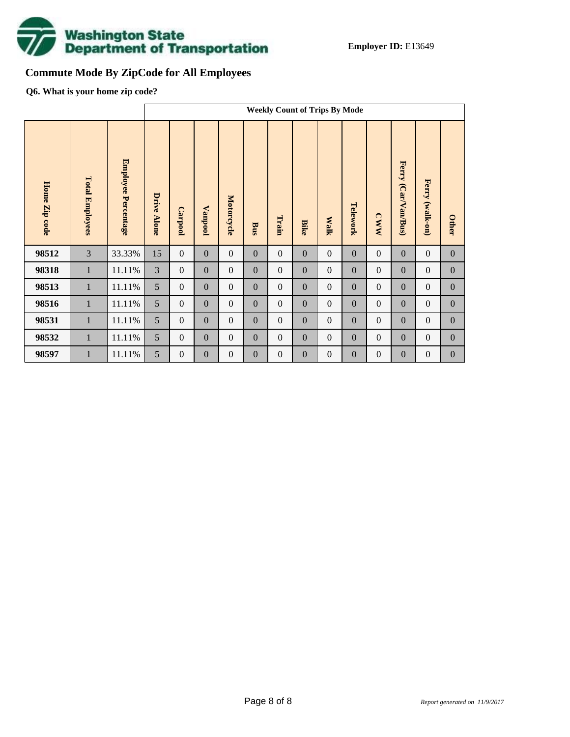Employer ID: E13649

## Commute Mode By ZipCode for All Employees

**Q6. What is your home zip code?**

| | | | Weekly Count of Trips By Mode | | | | | | | | | | | | | |
|---|---|---|---|---|---|---|---|---|---|---|---|---|---|---|---|---|
| Home Zip code | Total Employees | Employee Percentage | Drive Alone | Carpool | Vanpool | Motorcycle | Bus | Train | Bike | Walk | Telework | CWW | Ferry (Car/Van/Bus) | Ferry (walk-on) | Other |
| 98512 | 3 | 33.33% | 15 | 0 | 0 | 0 | 0 | 0 | 0 | 0 | 0 | 0 | 0 | 0 | 0 |
| 98318 | 1 | 11.11% | 3 | 0 | 0 | 0 | 0 | 0 | 0 | 0 | 0 | 0 | 0 | 0 | 0 |
| 98513 | 1 | 11.11% | 5 | 0 | 0 | 0 | 0 | 0 | 0 | 0 | 0 | 0 | 0 | 0 | 0 |
| 98516 | 1 | 11.11% | 5 | 0 | 0 | 0 | 0 | 0 | 0 | 0 | 0 | 0 | 0 | 0 | 0 |
| 98531 | 1 | 11.11% | 5 | 0 | 0 | 0 | 0 | 0 | 0 | 0 | 0 | 0 | 0 | 0 | 0 |
| 98532 | 1 | 11.11% | 5 | 0 | 0 | 0 | 0 | 0 | 0 | 0 | 0 | 0 | 0 | 0 | 0 |
| 98597 | 1 | 11.11% | 5 | 0 | 0 | 0 | 0 | 0 | 0 | 0 | 0 | 0 | 0 | 0 | 0 |

*Report generated on 11/9/2017*